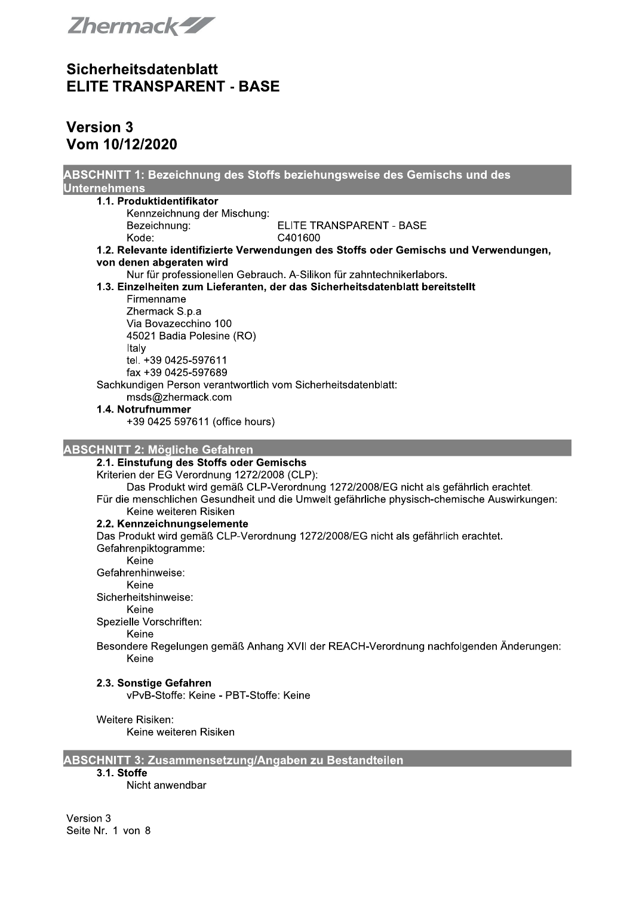Zhermack

# Sicherheitsdatenblatt
# ELITE TRANSPARENT - BASE

## Version 3
## Vom 10/12/2020

## ABSCHNITT 1: Bezeichnung des Stoffs beziehungsweise des Gemischs und des Unternehmens

### 1.1. Produktidentifikator

Kennzeichnung der Mischung:

Bezeichnung: ELITE TRANSPARENT - BASE

Kode: C401600

### 1.2. Relevante identifizierte Verwendungen des Stoffs oder Gemischs und Verwendungen, von denen abgeraten wird

Nur für professionellen Gebrauch. A-Silikon für zahntechnikerlabors.

### 1.3. Einzelheiten zum Lieferanten, der das Sicherheitsdatenblatt bereitstellt

Firmenname

Zhermack S.p.a

Via Bovazecchino 100

45021 Badia Polesine (RO)

Italy

tel. +39 0425-597611

fax +39 0425-597689

Sachkundigen Person verantwortlich vom Sicherheitsdatenblatt:

msds@zhermack.com

### 1.4. Notrufnummer

+39 0425 597611 (office hours)

## ABSCHNITT 2: Mögliche Gefahren

### 2.1. Einstufung des Stoffs oder Gemischs

Kriterien der EG Verordnung 1272/2008 (CLP):

Das Produkt wird gemäß CLP-Verordnung 1272/2008/EG nicht als gefährlich erachtet.

Für die menschlichen Gesundheit und die Umwelt gefährliche physisch-chemische Auswirkungen:

Keine weiteren Risiken

### 2.2. Kennzeichnungselemente

Das Produkt wird gemäß CLP-Verordnung 1272/2008/EG nicht als gefährlich erachtet.

Gefahrenpiktogramme:

Keine

Gefahrenhinweise:

Keine

Sicherheitshinweise:

Keine

Spezielle Vorschriften:

Keine

Besondere Regelungen gemäß Anhang XVII der REACH-Verordnung nachfolgenden Änderungen:

Keine

### 2.3. Sonstige Gefahren

vPvB-Stoffe: Keine - PBT-Stoffe: Keine

Weitere Risiken:

Keine weiteren Risiken

## ABSCHNITT 3: Zusammensetzung/Angaben zu Bestandteilen

### 3.1. Stoffe

Nicht anwendbar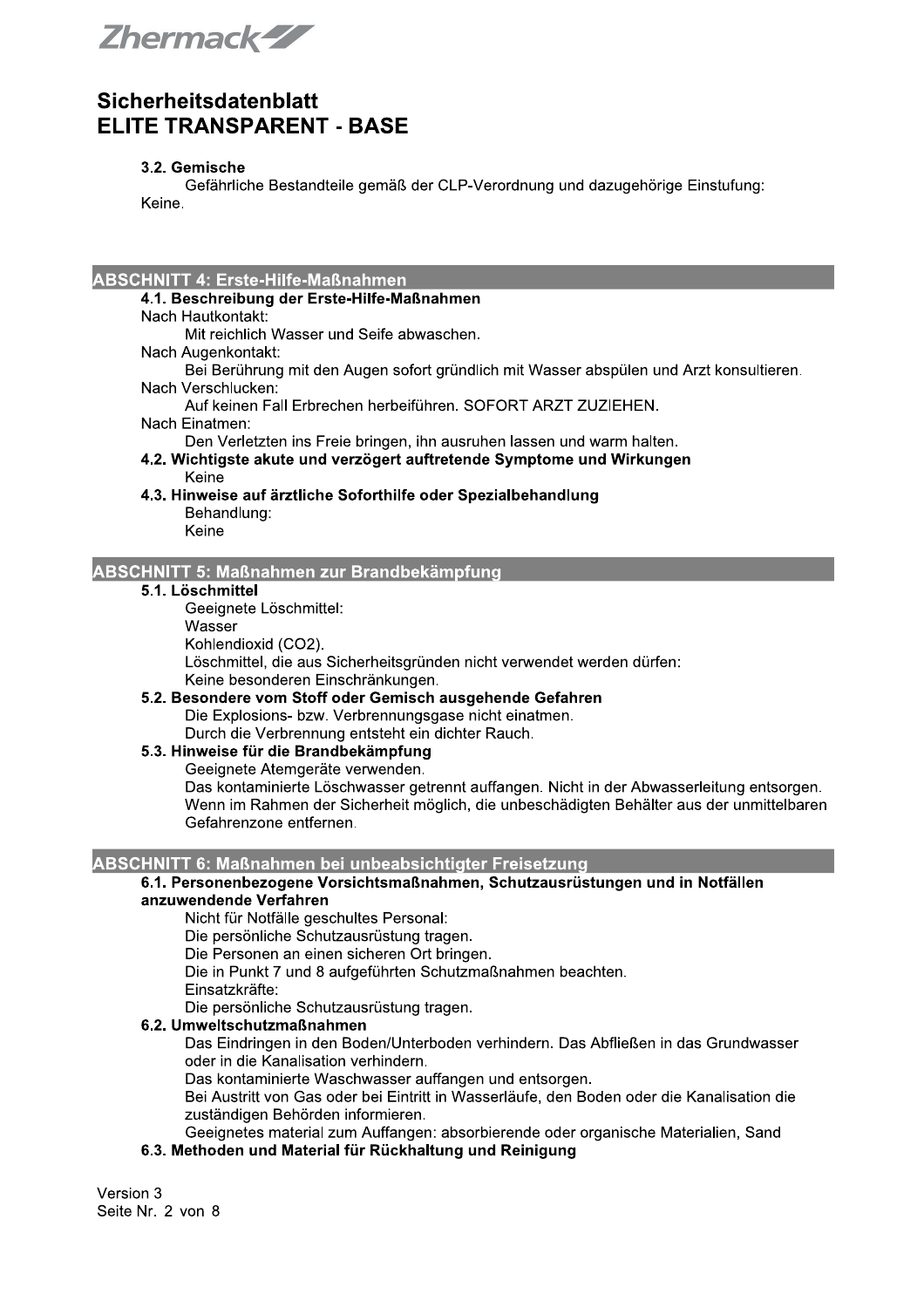### 3.2. Gemische

Gefährliche Bestandteile gemäß der CLP-Verordnung und dazugehörige Einstufung:

Keine.

## ABSCHNITT 4: Erste-Hilfe-Maßnahmen

### 4.1. Beschreibung der Erste-Hilfe-Maßnahmen

Nach Hautkontakt:

Mit reichlich Wasser und Seife abwaschen.

Nach Augenkontakt:

Bei Berührung mit den Augen sofort gründlich mit Wasser abspülen und Arzt konsultieren.

Nach Verschlucken:

Auf keinen Fall Erbrechen herbeiführen. SOFORT ARZT ZUZIEHEN.

Nach Einatmen:

Den Verletzten ins Freie bringen, ihn ausruhen lassen und warm halten.

### 4.2. Wichtigste akute und verzögert auftretende Symptome und Wirkungen

Keine

### 4.3. Hinweise auf ärztliche Soforthilfe oder Spezialbehandlung

Behandlung:

Keine

## ABSCHNITT 5: Maßnahmen zur Brandbekämpfung

### 5.1. Löschmittel

Geeignete Löschmittel:

Wasser

Kohlendioxid ($CO_2$).

Löschmittel, die aus Sicherheitsgründen nicht verwendet werden dürfen:

Keine besonderen Einschränkungen.

### 5.2. Besondere vom Stoff oder Gemisch ausgehende Gefahren

Die Explosions- bzw. Verbrennungsgase nicht einatmen.

Durch die Verbrennung entsteht ein dichter Rauch.

### 5.3. Hinweise für die Brandbekämpfung

Geeignete Atemgeräte verwenden.

Das kontaminierte Löschwasser getrennt auffangen. Nicht in der Abwasserleitung entsorgen.

Wenn im Rahmen der Sicherheit möglich, die unbeschädigten Behälter aus der unmittelbaren Gefahrenzone entfernen.

## ABSCHNITT 6: Maßnahmen bei unbeabsichtigter Freisetzung

### 6.1. Personenbezogene Vorsichtsmaßnahmen, Schutzausrüstungen und in Notfällen anzuwendende Verfahren

Nicht für Notfälle geschultes Personal:

Die persönliche Schutzausrüstung tragen.

Die Personen an einen sicheren Ort bringen.

Die in Punkt 7 und 8 aufgeführten Schutzmaßnahmen beachten.

Einsatzkräfte:

Die persönliche Schutzausrüstung tragen.

### 6.2. Umweltschutzmaßnahmen

Das Eindringen in den Boden/Unterboden verhindern. Das Abfließen in das Grundwasser oder in die Kanalisation verhindern.

Das kontaminierte Waschwasser auffangen und entsorgen.

Bei Austritt von Gas oder bei Eintritt in Wasserläufe, den Boden oder die Kanalisation die zuständigen Behörden informieren.

Geeignetes material zum Auffangen: absorbierende oder organische Materialien, Sand

### 6.3. Methoden und Material für Rückhaltung und Reinigung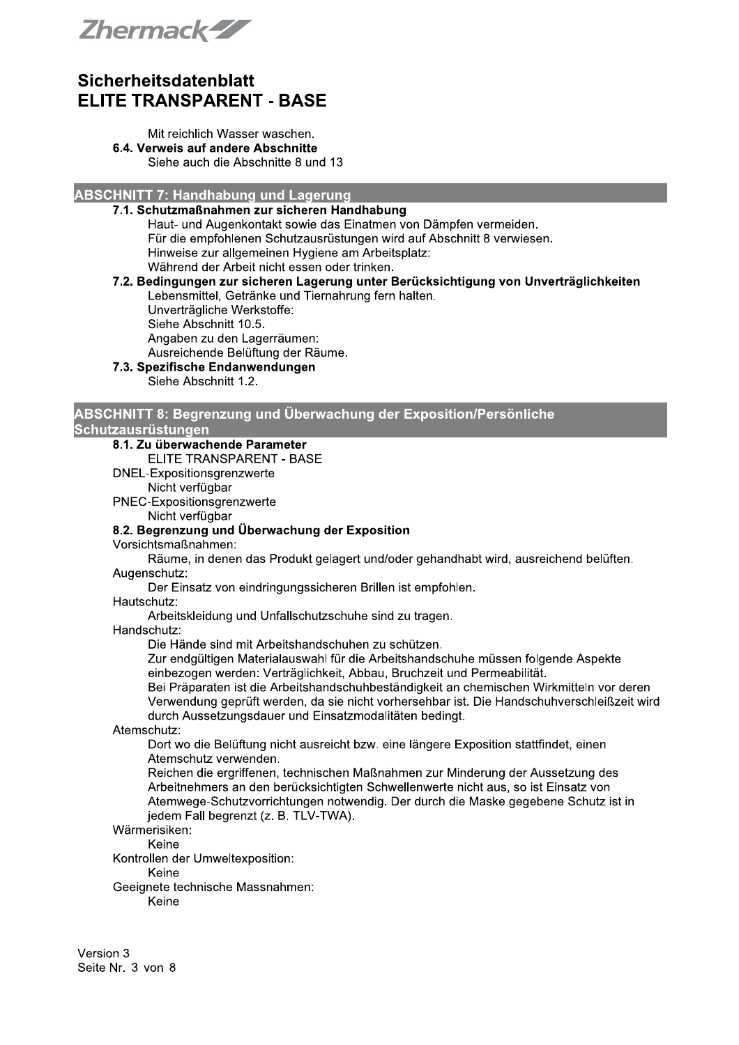Mit reichlich Wasser waschen.

**6.4. Verweis auf andere Abschnitte**

Siehe auch die Abschnitte 8 und 13

## ABSCHNITT 7: Handhabung und Lagerung

**7.1. Schutzmaßnahmen zur sicheren Handhabung**

Haut- und Augenkontakt sowie das Einatmen von Dämpfen vermeiden.
Für die empfohlenen Schutzausrüstungen wird auf Abschnitt 8 verwiesen.
Hinweise zur allgemeinen Hygiene am Arbeitsplatz:
Während der Arbeit nicht essen oder trinken.

**7.2. Bedingungen zur sicheren Lagerung unter Berücksichtigung von Unverträglichkeiten**

Lebensmittel, Getränke und Tiernahrung fern halten.
Unverträgliche Werkstoffe:
Siehe Abschnitt 10.5.
Angaben zu den Lagerräumen:
Ausreichende Belüftung der Räume.

**7.3. Spezifische Endanwendungen**

Siehe Abschnitt 1.2.

## ABSCHNITT 8: Begrenzung und Überwachung der Exposition/Persönliche Schutzausrüstungen

**8.1. Zu überwachende Parameter**

ELITE TRANSPARENT - BASE

DNEL-Expositionsgrenzwerte

Nicht verfügbar

PNEC-Expositionsgrenzwerte

Nicht verfügbar

**8.2. Begrenzung und Überwachung der Exposition**

Vorsichtsmaßnahmen:

Räume, in denen das Produkt gelagert und/oder gehandhabt wird, ausreichend belüften.

Augenschutz:

Der Einsatz von eindringungssicheren Brillen ist empfohlen.

Hautschutz:

Arbeitskleidung und Unfallschutzschuhe sind zu tragen.

Handschutz:

Die Hände sind mit Arbeitshandschuhen zu schützen.
Zur endgültigen Materialauswahl für die Arbeitshandschuhe müssen folgende Aspekte einbezogen werden: Verträglichkeit, Abbau, Bruchzeit und Permeabilität.
Bei Präparaten ist die Arbeitshandschuhbeständigkeit an chemischen Wirkmitteln vor deren Verwendung geprüft werden, da sie nicht vorhersehbar ist. Die Handschuhverschleißzeit wird durch Aussetzungsdauer und Einsatzmodalitäten bedingt.

Atemschutz:

Dort wo die Belüftung nicht ausreicht bzw. eine längere Exposition stattfindet, einen Atemschutz verwenden.
Reichen die ergriffenen, technischen Maßnahmen zur Minderung der Aussetzung des Arbeitnehmers an den berücksichtigten Schwellenwerte nicht aus, so ist Einsatz von Atemwege-Schutzvorrichtungen notwendig. Der durch die Maske gegebene Schutz ist in jedem Fall begrenzt (z. B. TLV-TWA).

Wärmerisiken:

Keine

Kontrollen der Umweltexposition:

Keine

Geeignete technische Massnahmen:

Keine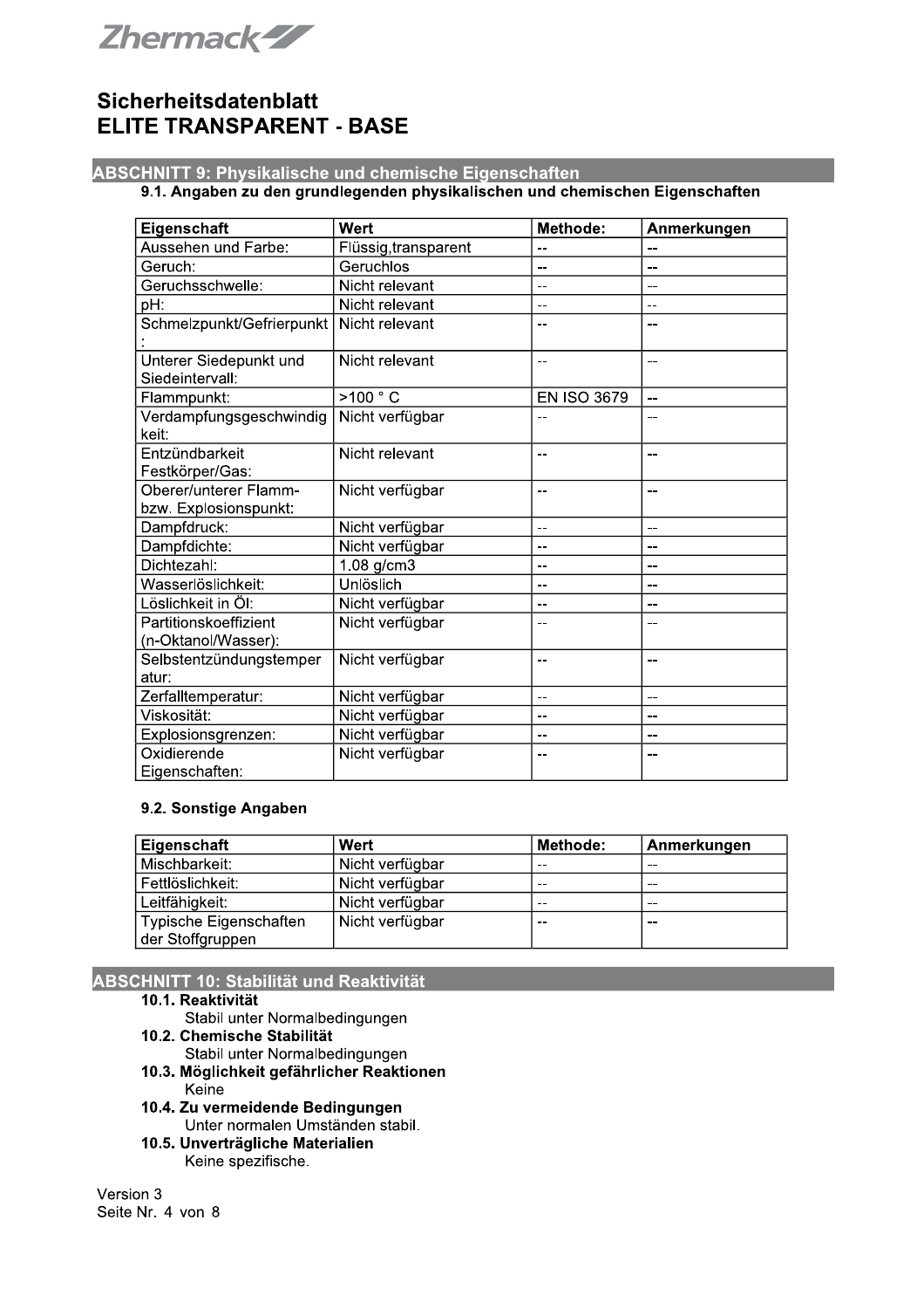# Sicherheitsdatenblatt
# ELITE TRANSPARENT - BASE

## ABSCHNITT 9: Physikalische und chemische Eigenschaften

### 9.1. Angaben zu den grundlegenden physikalischen und chemischen Eigenschaften

| Eigenschaft | Wert | Methode: | Anmerkungen |
|---|---|---|---|
| Aussehen und Farbe: | Flüssig,transparent | -- | -- |
| Geruch: | Geruchlos | -- | -- |
| Geruchsschwelle: | Nicht relevant | -- | -- |
| pH: | Nicht relevant | -- | -- |
| Schmelzpunkt/Gefrierpunkt: | Nicht relevant | -- | -- |
| Unterer Siedepunkt und Siedeintervall: | Nicht relevant | -- | -- |
| Flammpunkt: | >100 ° C | EN ISO 3679 | -- |
| Verdampfungsgeschwindigkeit: | Nicht verfügbar | -- | -- |
| Entzündbarkeit Festkörper/Gas: | Nicht relevant | -- | -- |
| Oberer/unterer Flamm- bzw. Explosionspunkt: | Nicht verfügbar | -- | -- |
| Dampfdruck: | Nicht verfügbar | -- | -- |
| Dampfdichte: | Nicht verfügbar | -- | -- |
| Dichtezahl: | 1.08 g/cm3 | -- | -- |
| Wasserlöslichkeit: | Unlöslich | -- | -- |
| Löslichkeit in Öl: | Nicht verfügbar | -- | -- |
| Partitionskoeffizient (n-Oktanol/Wasser): | Nicht verfügbar | -- | -- |
| Selbstentzündungstemperatur: | Nicht verfügbar | -- | -- |
| Zerfalltemperatur: | Nicht verfügbar | -- | -- |
| Viskosität: | Nicht verfügbar | -- | -- |
| Explosionsgrenzen: | Nicht verfügbar | -- | -- |
| Oxidierende Eigenschaften: | Nicht verfügbar | -- | -- |

### 9.2. Sonstige Angaben

| Eigenschaft | Wert | Methode: | Anmerkungen |
|---|---|---|---|
| Mischbarkeit: | Nicht verfügbar | -- | -- |
| Fettlöslichkeit: | Nicht verfügbar | -- | -- |
| Leitfähigkeit: | Nicht verfügbar | -- | -- |
| Typische Eigenschaften der Stoffgruppen | Nicht verfügbar | -- | -- |

## ABSCHNITT 10: Stabilität und Reaktivität

**10.1. Reaktivität**

Stabil unter Normalbedingungen

**10.2. Chemische Stabilität**

Stabil unter Normalbedingungen

**10.3. Möglichkeit gefährlicher Reaktionen**

Keine

**10.4. Zu vermeidende Bedingungen**

Unter normalen Umständen stabil.

**10.5. Unverträgliche Materialien**

Keine spezifische.

Version 3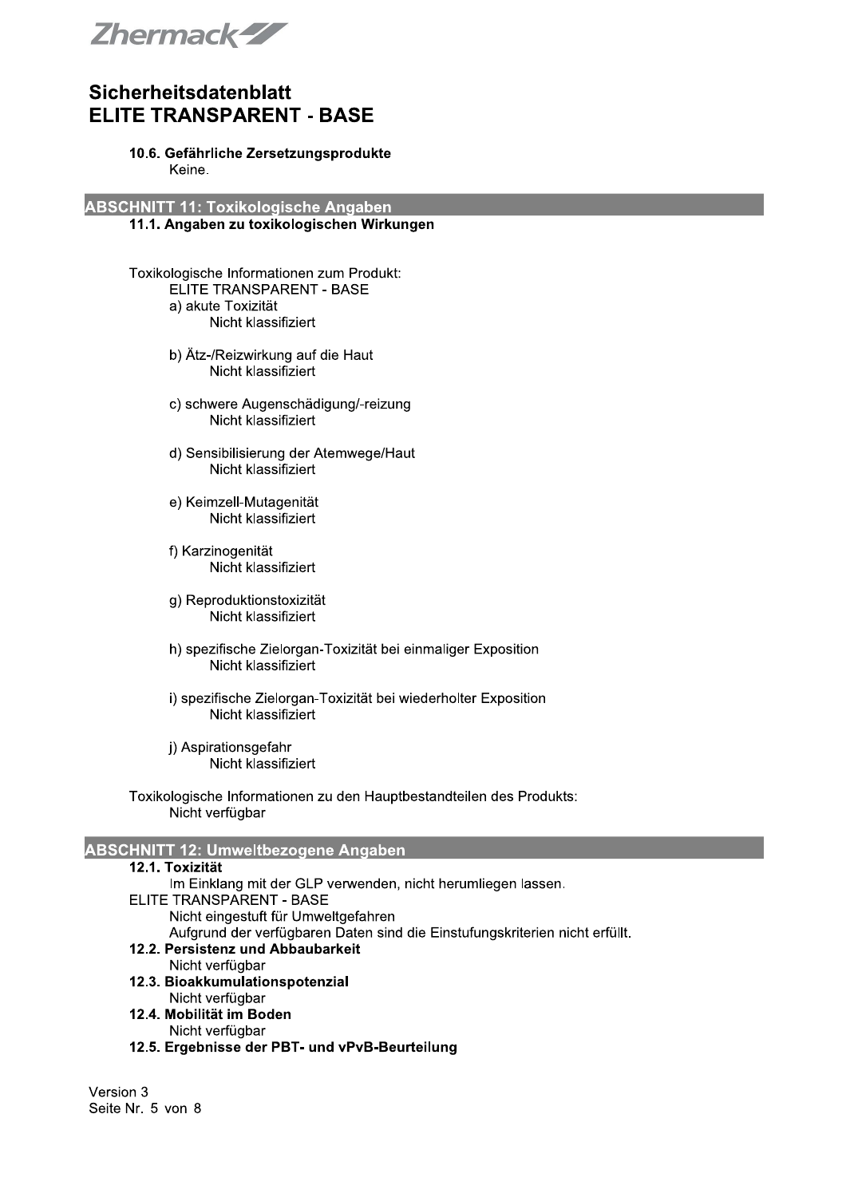#### 10.6. Gefährliche Zersetzungsprodukte

Keine.

## ABSCHNITT 11: Toxikologische Angaben

### 11.1. Angaben zu toxikologischen Wirkungen

Toxikologische Informationen zum Produkt:

ELITE TRANSPARENT - BASE

a) akute Toxizität
Nicht klassifiziert

b) Ätz-/Reizwirkung auf die Haut
Nicht klassifiziert

c) schwere Augenschädigung/-reizung
Nicht klassifiziert

d) Sensibilisierung der Atemwege/Haut
Nicht klassifiziert

e) Keimzell-Mutagenität
Nicht klassifiziert

f) Karzinogenität
Nicht klassifiziert

g) Reproduktionstoxizität
Nicht klassifiziert

h) spezifische Zielorgan-Toxizität bei einmaliger Exposition
Nicht klassifiziert

i) spezifische Zielorgan-Toxizität bei wiederholter Exposition
Nicht klassifiziert

j) Aspirationsgefahr
Nicht klassifiziert

Toxikologische Informationen zu den Hauptbestandteilen des Produkts:
Nicht verfügbar

## ABSCHNITT 12: Umweltbezogene Angaben

### 12.1. Toxizität

Im Einklang mit der GLP verwenden, nicht herumliegen lassen.

ELITE TRANSPARENT - BASE

Nicht eingestuft für Umweltgefahren

Aufgrund der verfügbaren Daten sind die Einstufungskriterien nicht erfüllt.

### 12.2. Persistenz und Abbaubarkeit

Nicht verfügbar

### 12.3. Bioakkumulationspotenzial

Nicht verfügbar

### 12.4. Mobilität im Boden

Nicht verfügbar

### 12.5. Ergebnisse der PBT- und vPvB-Beurteilung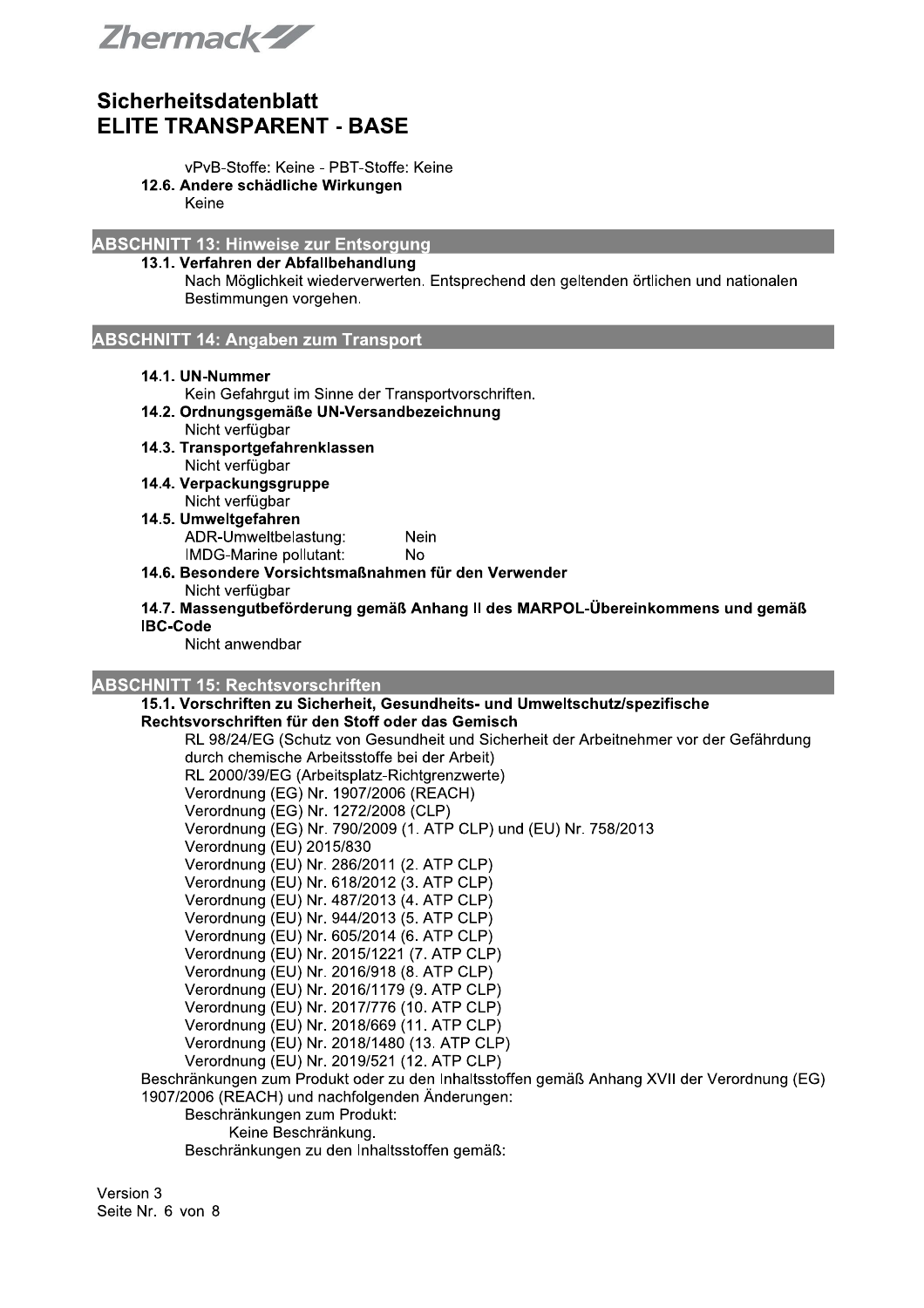vPvB-Stoffe: Keine - PBT-Stoffe: Keine

**12.6. Andere schädliche Wirkungen**

Keine

## ABSCHNITT 13: Hinweise zur Entsorgung

**13.1. Verfahren der Abfallbehandlung**

Nach Möglichkeit wiederverwerten. Entsprechend den geltenden örtlichen und nationalen Bestimmungen vorgehen.

## ABSCHNITT 14: Angaben zum Transport

**14.1. UN-Nummer**

Kein Gefahrgut im Sinne der Transportvorschriften.

**14.2. Ordnungsgemäße UN-Versandbezeichnung**

Nicht verfügbar

**14.3. Transportgefahrenklassen**

Nicht verfügbar

**14.4. Verpackungsgruppe**

Nicht verfügbar

**14.5. Umweltgefahren**

ADR-Umweltbelastung: Nein
IMDG-Marine pollutant: No

**14.6. Besondere Vorsichtsmaßnahmen für den Verwender**

Nicht verfügbar

**14.7. Massengutbeförderung gemäß Anhang II des MARPOL-Übereinkommens und gemäß IBC-Code**

Nicht anwendbar

## ABSCHNITT 15: Rechtsvorschriften

**15.1. Vorschriften zu Sicherheit, Gesundheits- und Umweltschutz/spezifische Rechtsvorschriften für den Stoff oder das Gemisch**

RL 98/24/EG (Schutz von Gesundheit und Sicherheit der Arbeitnehmer vor der Gefährdung durch chemische Arbeitsstoffe bei der Arbeit)
RL 2000/39/EG (Arbeitsplatz-Richtgrenzwerte)
Verordnung (EG) Nr. 1907/2006 (REACH)
Verordnung (EG) Nr. 1272/2008 (CLP)
Verordnung (EG) Nr. 790/2009 (1. ATP CLP) und (EU) Nr. 758/2013
Verordnung (EU) 2015/830
Verordnung (EU) Nr. 286/2011 (2. ATP CLP)
Verordnung (EU) Nr. 618/2012 (3. ATP CLP)
Verordnung (EU) Nr. 487/2013 (4. ATP CLP)
Verordnung (EU) Nr. 944/2013 (5. ATP CLP)
Verordnung (EU) Nr. 605/2014 (6. ATP CLP)
Verordnung (EU) Nr. 2015/1221 (7. ATP CLP)
Verordnung (EU) Nr. 2016/918 (8. ATP CLP)
Verordnung (EU) Nr. 2016/1179 (9. ATP CLP)
Verordnung (EU) Nr. 2017/776 (10. ATP CLP)
Verordnung (EU) Nr. 2018/669 (11. ATP CLP)
Verordnung (EU) Nr. 2018/1480 (13. ATP CLP)
Verordnung (EU) Nr. 2019/521 (12. ATP CLP)

Beschränkungen zum Produkt oder zu den Inhaltsstoffen gemäß Anhang XVII der Verordnung (EG) 1907/2006 (REACH) und nachfolgenden Änderungen:

Beschränkungen zum Produkt:

Keine Beschränkung.

Beschränkungen zu den Inhaltsstoffen gemäß: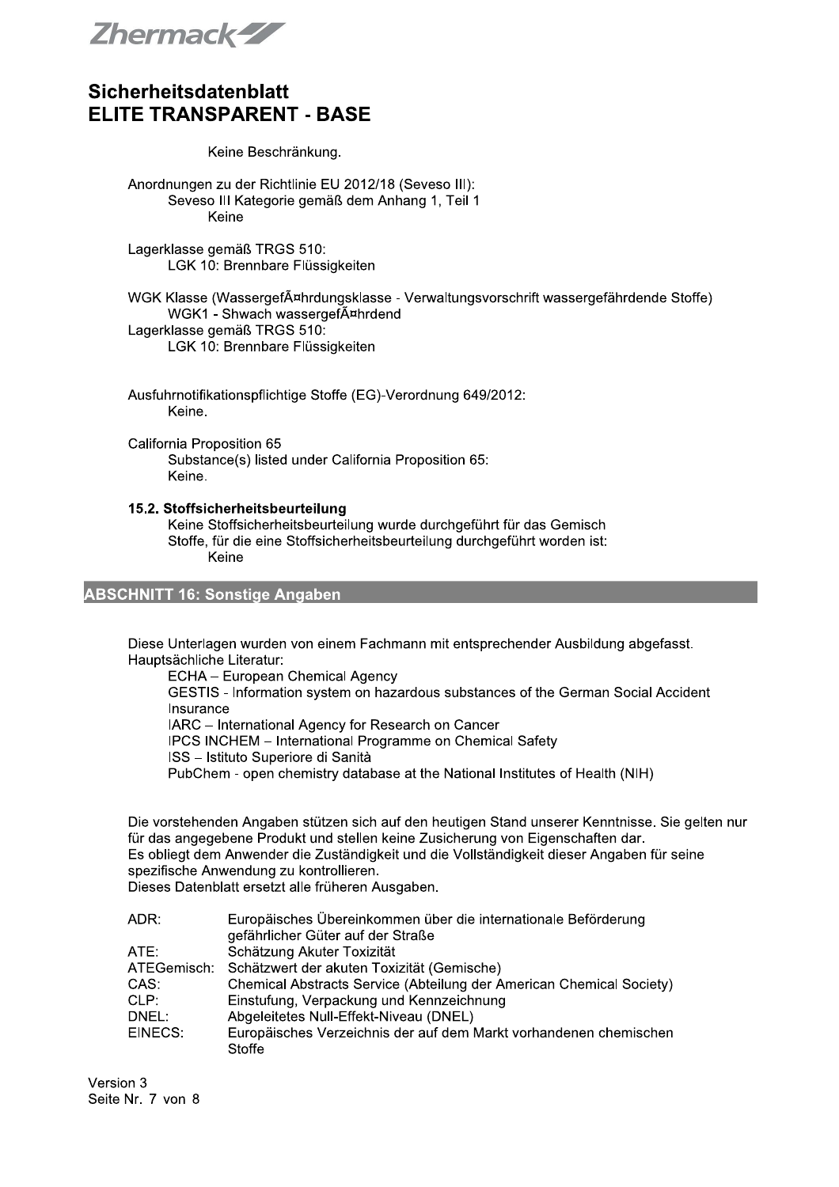Keine Beschränkung.

Anordnungen zu der Richtlinie EU 2012/18 (Seveso III):
Seveso III Kategorie gemäß dem Anhang 1, Teil 1
Keine

Lagerklasse gemäß TRGS 510:
LGK 10: Brennbare Flüssigkeiten

WGK Klasse (WassergefÃ¤hrdungsklasse - Verwaltungsvorschrift wassergefährdende Stoffe)
WGK1 - Shwach wassergefÃ¤hrdend
Lagerklasse gemäß TRGS 510:
LGK 10: Brennbare Flüssigkeiten

Ausfuhrnotifikationspflichtige Stoffe (EG)-Verordnung 649/2012:
Keine.

California Proposition 65
Substance(s) listed under California Proposition 65:
Keine.

### 15.2. Stoffsicherheitsbeurteilung

Keine Stoffsicherheitsbeurteilung wurde durchgeführt für das Gemisch
Stoffe, für die eine Stoffsicherheitsbeurteilung durchgeführt worden ist:
Keine

## ABSCHNITT 16: Sonstige Angaben

Diese Unterlagen wurden von einem Fachmann mit entsprechender Ausbildung abgefasst.
Hauptsächliche Literatur:

- ECHA – European Chemical Agency
- GESTIS - Information system on hazardous substances of the German Social Accident Insurance
- IARC – International Agency for Research on Cancer
- IPCS INCHEM – International Programme on Chemical Safety
- ISS – Istituto Superiore di Sanità
- PubChem - open chemistry database at the National Institutes of Health (NIH)

Die vorstehenden Angaben stützen sich auf den heutigen Stand unserer Kenntnisse. Sie gelten nur für das angegebene Produkt und stellen keine Zusicherung von Eigenschaften dar.
Es obliegt dem Anwender die Zuständigkeit und die Vollständigkeit dieser Angaben für seine spezifische Anwendung zu kontrollieren.
Dieses Datenblatt ersetzt alle früheren Ausgaben.

| | |
|---|---|
| ADR: | Europäisches Übereinkommen über die internationale Beförderung gefährlicher Güter auf der Straße |
| ATE: | Schätzung Akuter Toxizität |
| ATEGemisch: | Schätzwert der akuten Toxizität (Gemische) |
| CAS: | Chemical Abstracts Service (Abteilung der American Chemical Society) |
| CLP: | Einstufung, Verpackung und Kennzeichnung |
| DNEL: | Abgeleitetes Null-Effekt-Niveau (DNEL) |
| EINECS: | Europäisches Verzeichnis der auf dem Markt vorhandenen chemischen Stoffe |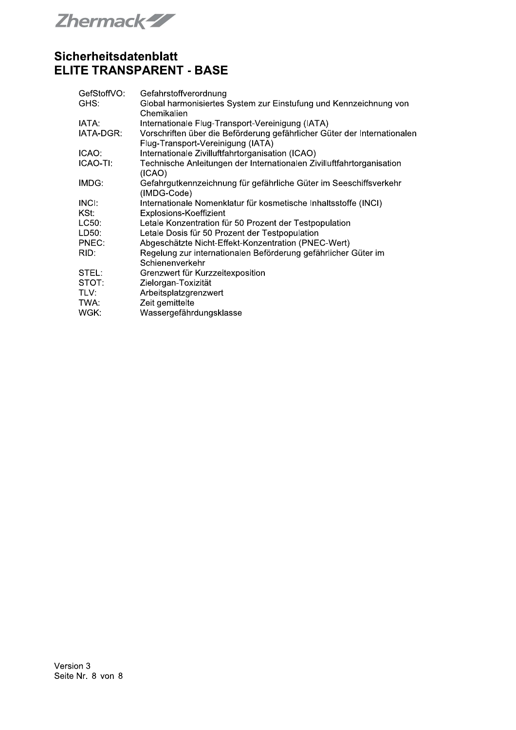# Sicherheitsdatenblatt
# ELITE TRANSPARENT - BASE

| | |
|---|---|
| GefStoffVO: | Gefahrstoffverordnung |
| GHS: | Global harmonisiertes System zur Einstufung und Kennzeichnung von Chemikalien |
| IATA: | Internationale Flug-Transport-Vereinigung (IATA) |
| IATA-DGR: | Vorschriften über die Beförderung gefährlicher Güter der Internationalen Flug-Transport-Vereinigung (IATA) |
| ICAO: | Internationale Zivilluftfahrtorganisation (ICAO) |
| ICAO-TI: | Technische Anleitungen der Internationalen Zivilluftfahrtorganisation (ICAO) |
| IMDG: | Gefahrgutkennzeichnung für gefährliche Güter im Seeschiffsverkehr (IMDG-Code) |
| INCI: | Internationale Nomenklatur für kosmetische Inhaltsstoffe (INCI) |
| KSt: | Explosions-Koeffizient |
| LC50: | Letale Konzentration für 50 Prozent der Testpopulation |
| LD50: | Letale Dosis für 50 Prozent der Testpopulation |
| PNEC: | Abgeschätzte Nicht-Effekt-Konzentration (PNEC-Wert) |
| RID: | Regelung zur internationalen Beförderung gefährlicher Güter im Schienenverkehr |
| STEL: | Grenzwert für Kurzzeitexposition |
| STOT: | Zielorgan-Toxizität |
| TLV: | Arbeitsplatzgrenzwert |
| TWA: | Zeit gemittelte |
| WGK: | Wassergefährdungsklasse |

Version 3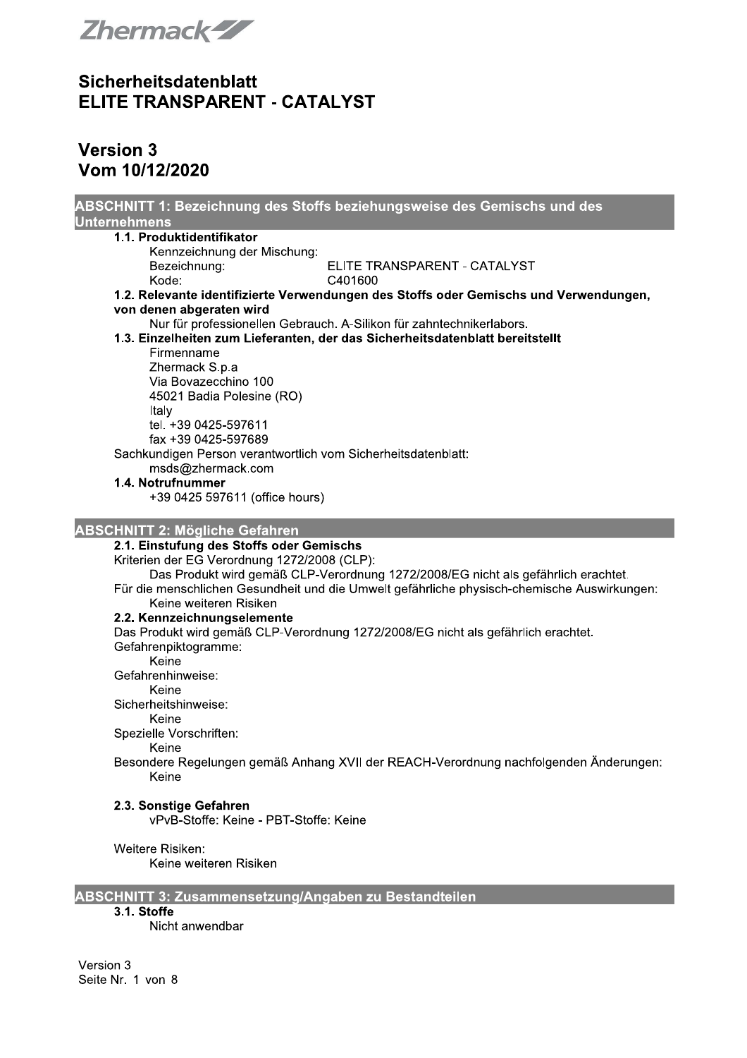Zhermack

# Sicherheitsdatenblatt
# ELITE TRANSPARENT - CATALYST

## Version 3
## Vom 10/12/2020

## ABSCHNITT 1: Bezeichnung des Stoffs beziehungsweise des Gemischs und des Unternehmens

### 1.1. Produktidentifikator

Kennzeichnung der Mischung:

Bezeichnung: ELITE TRANSPARENT - CATALYST

Kode: C401600

### 1.2. Relevante identifizierte Verwendungen des Stoffs oder Gemischs und Verwendungen, von denen abgeraten wird

Nur für professionellen Gebrauch. A-Silikon für zahntechnikerlabors.

### 1.3. Einzelheiten zum Lieferanten, der das Sicherheitsdatenblatt bereitstellt

Firmenname
Zhermack S.p.a
Via Bovazecchino 100
45021 Badia Polesine (RO)
Italy
tel. +39 0425-597611
fax +39 0425-597689

Sachkundigen Person verantwortlich vom Sicherheitsdatenblatt:
msds@zhermack.com

### 1.4. Notrufnummer

+39 0425 597611 (office hours)

## ABSCHNITT 2: Mögliche Gefahren

### 2.1. Einstufung des Stoffs oder Gemischs

Kriterien der EG Verordnung 1272/2008 (CLP):

Das Produkt wird gemäß CLP-Verordnung 1272/2008/EG nicht als gefährlich erachtet.

Für die menschlichen Gesundheit und die Umwelt gefährliche physisch-chemische Auswirkungen:

Keine weiteren Risiken

### 2.2. Kennzeichnungselemente

Das Produkt wird gemäß CLP-Verordnung 1272/2008/EG nicht als gefährlich erachtet.

Gefahrenpiktogramme:
Keine

Gefahrenhinweise:
Keine

Sicherheitshinweise:
Keine

Spezielle Vorschriften:
Keine

Besondere Regelungen gemäß Anhang XVII der REACH-Verordnung nachfolgenden Änderungen:
Keine

### 2.3. Sonstige Gefahren

vPvB-Stoffe: Keine - PBT-Stoffe: Keine

Weitere Risiken:
Keine weiteren Risiken

## ABSCHNITT 3: Zusammensetzung/Angaben zu Bestandteilen

### 3.1. Stoffe

Nicht anwendbar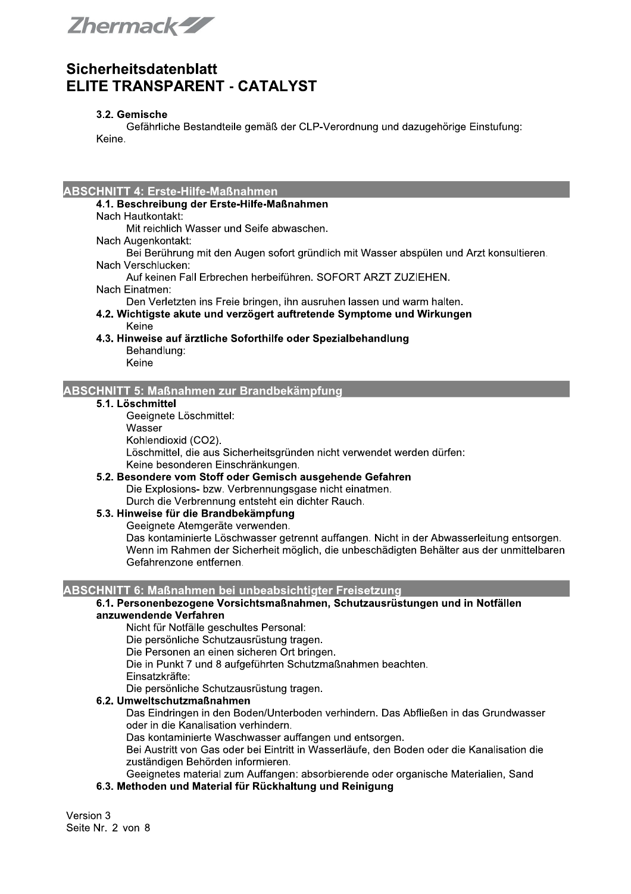### 3.2. Gemische

Gefährliche Bestandteile gemäß der CLP-Verordnung und dazugehörige Einstufung:

Keine.

## ABSCHNITT 4: Erste-Hilfe-Maßnahmen

### 4.1. Beschreibung der Erste-Hilfe-Maßnahmen

Nach Hautkontakt:

Mit reichlich Wasser und Seife abwaschen.

Nach Augenkontakt:

Bei Berührung mit den Augen sofort gründlich mit Wasser abspülen und Arzt konsultieren.

Nach Verschlucken:

Auf keinen Fall Erbrechen herbeiführen. SOFORT ARZT ZUZIEHEN.

Nach Einatmen:

Den Verletzten ins Freie bringen, ihn ausruhen lassen und warm halten.

### 4.2. Wichtigste akute und verzögert auftretende Symptome und Wirkungen

Keine

### 4.3. Hinweise auf ärztliche Soforthilfe oder Spezialbehandlung

Behandlung:

Keine

## ABSCHNITT 5: Maßnahmen zur Brandbekämpfung

### 5.1. Löschmittel

Geeignete Löschmittel:

Wasser

Kohlendioxid ($CO_2$).

Löschmittel, die aus Sicherheitsgründen nicht verwendet werden dürfen:

Keine besonderen Einschränkungen.

### 5.2. Besondere vom Stoff oder Gemisch ausgehende Gefahren

Die Explosions- bzw. Verbrennungsgase nicht einatmen.

Durch die Verbrennung entsteht ein dichter Rauch.

### 5.3. Hinweise für die Brandbekämpfung

Geeignete Atemgeräte verwenden.

Das kontaminierte Löschwasser getrennt auffangen. Nicht in der Abwasserleitung entsorgen.

Wenn im Rahmen der Sicherheit möglich, die unbeschädigten Behälter aus der unmittelbaren Gefahrenzone entfernen.

## ABSCHNITT 6: Maßnahmen bei unbeabsichtigter Freisetzung

### 6.1. Personenbezogene Vorsichtsmaßnahmen, Schutzausrüstungen und in Notfällen anzuwendende Verfahren

Nicht für Notfälle geschultes Personal:

Die persönliche Schutzausrüstung tragen.

Die Personen an einen sicheren Ort bringen.

Die in Punkt 7 und 8 aufgeführten Schutzmaßnahmen beachten.

Einsatzkräfte:

Die persönliche Schutzausrüstung tragen.

### 6.2. Umweltschutzmaßnahmen

Das Eindringen in den Boden/Unterboden verhindern. Das Abfließen in das Grundwasser oder in die Kanalisation verhindern.

Das kontaminierte Waschwasser auffangen und entsorgen.

Bei Austritt von Gas oder bei Eintritt in Wasserläufe, den Boden oder die Kanalisation die zuständigen Behörden informieren.

Geeignetes material zum Auffangen: absorbierende oder organische Materialien, Sand

### 6.3. Methoden und Material für Rückhaltung und Reinigung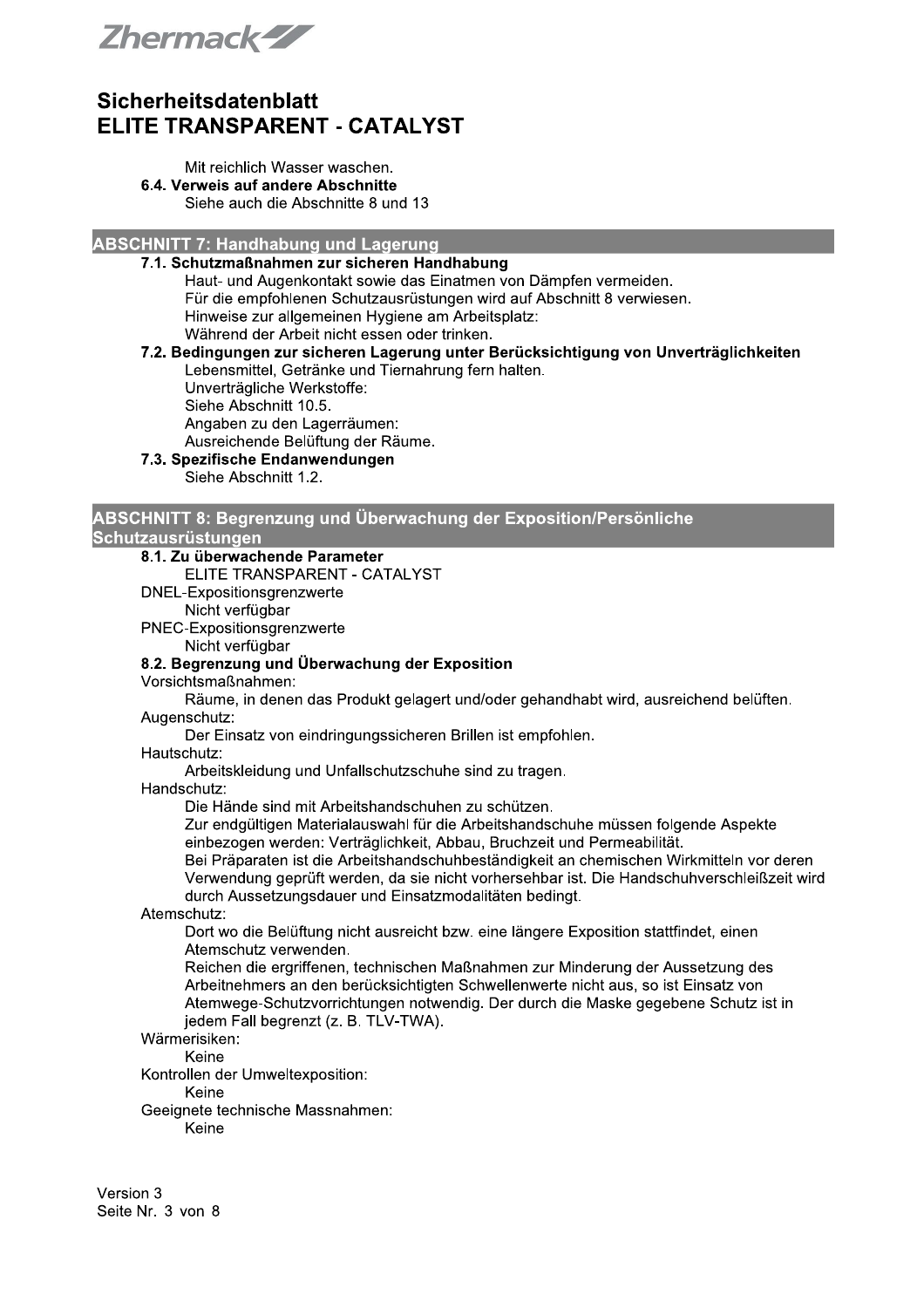Mit reichlich Wasser waschen.

**6.4. Verweis auf andere Abschnitte**

Siehe auch die Abschnitte 8 und 13

## ABSCHNITT 7: Handhabung und Lagerung

**7.1. Schutzmaßnahmen zur sicheren Handhabung**

Haut- und Augenkontakt sowie das Einatmen von Dämpfen vermeiden.
Für die empfohlenen Schutzausrüstungen wird auf Abschnitt 8 verwiesen.
Hinweise zur allgemeinen Hygiene am Arbeitsplatz:
Während der Arbeit nicht essen oder trinken.

**7.2. Bedingungen zur sicheren Lagerung unter Berücksichtigung von Unverträglichkeiten**

Lebensmittel, Getränke und Tiernahrung fern halten.
Unverträgliche Werkstoffe:
Siehe Abschnitt 10.5.
Angaben zu den Lagerräumen:
Ausreichende Belüftung der Räume.

**7.3. Spezifische Endanwendungen**

Siehe Abschnitt 1.2.

## ABSCHNITT 8: Begrenzung und Überwachung der Exposition/Persönliche Schutzausrüstungen

**8.1. Zu überwachende Parameter**

ELITE TRANSPARENT - CATALYST

DNEL-Expositionsgrenzwerte

Nicht verfügbar

PNEC-Expositionsgrenzwerte

Nicht verfügbar

**8.2. Begrenzung und Überwachung der Exposition**

Vorsichtsmaßnahmen:

Räume, in denen das Produkt gelagert und/oder gehandhabt wird, ausreichend belüften.

Augenschutz:

Der Einsatz von eindringungssicheren Brillen ist empfohlen.

Hautschutz:

Arbeitskleidung und Unfallschutzschuhe sind zu tragen.

Handschutz:

Die Hände sind mit Arbeitshandschuhen zu schützen.
Zur endgültigen Materialauswahl für die Arbeitshandschuhe müssen folgende Aspekte einbezogen werden: Verträglichkeit, Abbau, Bruchzeit und Permeabilität.
Bei Präparaten ist die Arbeitshandschuhbeständigkeit an chemischen Wirkmitteln vor deren Verwendung geprüft werden, da sie nicht vorhersehbar ist. Die Handschuhverschleißzeit wird durch Aussetzungsdauer und Einsatzmodalitäten bedingt.

Atemschutz:

Dort wo die Belüftung nicht ausreicht bzw. eine längere Exposition stattfindet, einen Atemschutz verwenden.
Reichen die ergriffenen, technischen Maßnahmen zur Minderung der Aussetzung des Arbeitnehmers an den berücksichtigten Schwellenwerte nicht aus, so ist Einsatz von Atemwege-Schutzvorrichtungen notwendig. Der durch die Maske gegebene Schutz ist in jedem Fall begrenzt (z. B. TLV-TWA).

Wärmerisiken:

Keine

Kontrollen der Umweltexposition:

Keine

Geeignete technische Massnahmen:

Keine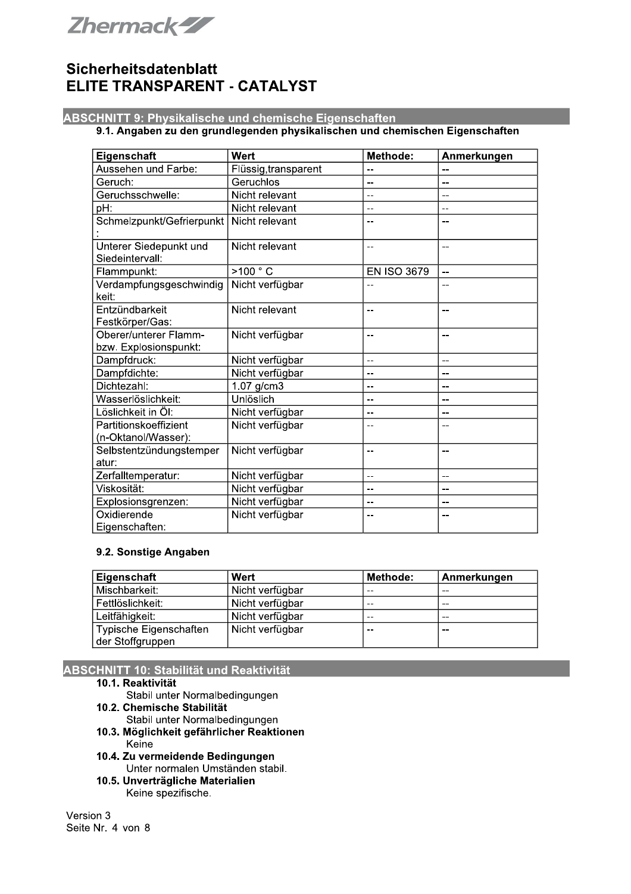# Sicherheitsdatenblatt
# ELITE TRANSPARENT - CATALYST

## ABSCHNITT 9: Physikalische und chemische Eigenschaften

### 9.1. Angaben zu den grundlegenden physikalischen und chemischen Eigenschaften

| Eigenschaft | Wert | Methode: | Anmerkungen |
|---|---|---|---|
| Aussehen und Farbe: | Flüssig,transparent | -- | -- |
| Geruch: | Geruchlos | -- | -- |
| Geruchsschwelle: | Nicht relevant | -- | -- |
| pH: | Nicht relevant | -- | -- |
| Schmelzpunkt/Gefrierpunkt: | Nicht relevant | -- | -- |
| Unterer Siedepunkt und Siedeintervall: | Nicht relevant | -- | -- |
| Flammpunkt: | >100 ° C | EN ISO 3679 | -- |
| Verdampfungsgeschwindigkeit: | Nicht verfügbar | -- | -- |
| Entzündbarkeit Festkörper/Gas: | Nicht relevant | -- | -- |
| Oberer/unterer Flamm- bzw. Explosionspunkt: | Nicht verfügbar | -- | -- |
| Dampfdruck: | Nicht verfügbar | -- | -- |
| Dampfdichte: | Nicht verfügbar | -- | -- |
| Dichtezahl: | 1.07 g/cm3 | -- | -- |
| Wasserlöslichkeit: | Unlöslich | -- | -- |
| Löslichkeit in Öl: | Nicht verfügbar | -- | -- |
| Partitionskoeffizient (n-Oktanol/Wasser): | Nicht verfügbar | -- | -- |
| Selbstentzündungstemperatur: | Nicht verfügbar | -- | -- |
| Zerfalltemperatur: | Nicht verfügbar | -- | -- |
| Viskosität: | Nicht verfügbar | -- | -- |
| Explosionsgrenzen: | Nicht verfügbar | -- | -- |
| Oxidierende Eigenschaften: | Nicht verfügbar | -- | -- |

### 9.2. Sonstige Angaben

| Eigenschaft | Wert | Methode: | Anmerkungen |
|---|---|---|---|
| Mischbarkeit: | Nicht verfügbar | -- | -- |
| Fettlöslichkeit: | Nicht verfügbar | -- | -- |
| Leitfähigkeit: | Nicht verfügbar | -- | -- |
| Typische Eigenschaften der Stoffgruppen | Nicht verfügbar | -- | -- |

## ABSCHNITT 10: Stabilität und Reaktivität

**10.1. Reaktivität**

Stabil unter Normalbedingungen

**10.2. Chemische Stabilität**

Stabil unter Normalbedingungen

**10.3. Möglichkeit gefährlicher Reaktionen**

Keine

**10.4. Zu vermeidende Bedingungen**

Unter normalen Umständen stabil.

**10.5. Unverträgliche Materialien**

Keine spezifische.

Version 3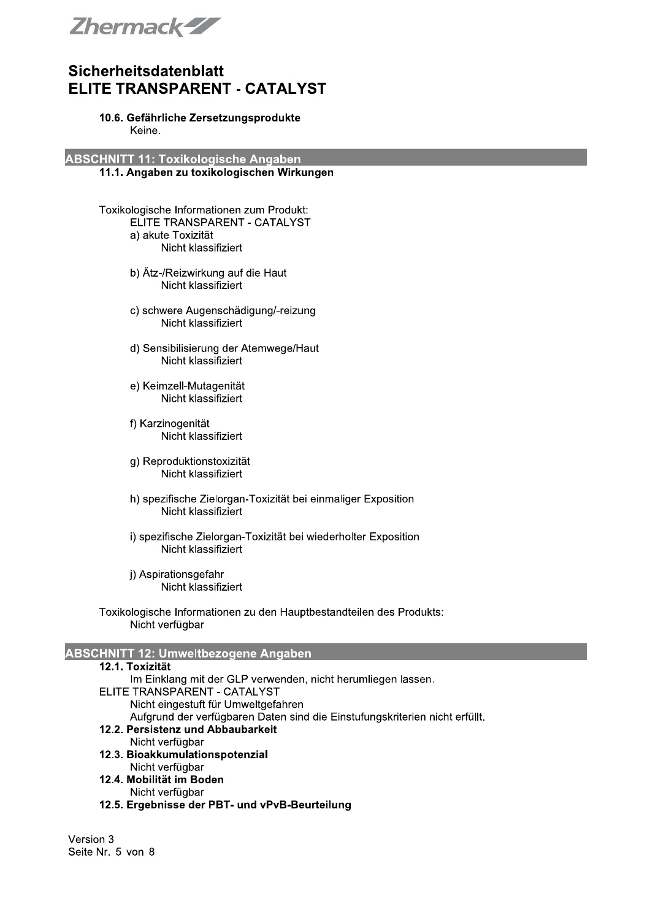#### 10.6. Gefährliche Zersetzungsprodukte

Keine.

## ABSCHNITT 11: Toxikologische Angaben

### 11.1. Angaben zu toxikologischen Wirkungen

Toxikologische Informationen zum Produkt:

ELITE TRANSPARENT - CATALYST

a) akute Toxizität
Nicht klassifiziert

b) Ätz-/Reizwirkung auf die Haut
Nicht klassifiziert

c) schwere Augenschädigung/-reizung
Nicht klassifiziert

d) Sensibilisierung der Atemwege/Haut
Nicht klassifiziert

e) Keimzell-Mutagenität
Nicht klassifiziert

f) Karzinogenität
Nicht klassifiziert

g) Reproduktionstoxizität
Nicht klassifiziert

h) spezifische Zielorgan-Toxizität bei einmaliger Exposition
Nicht klassifiziert

i) spezifische Zielorgan-Toxizität bei wiederholter Exposition
Nicht klassifiziert

j) Aspirationsgefahr
Nicht klassifiziert

Toxikologische Informationen zu den Hauptbestandteilen des Produkts:
Nicht verfügbar

## ABSCHNITT 12: Umweltbezogene Angaben

### 12.1. Toxizität

Im Einklang mit der GLP verwenden, nicht herumliegen lassen.

ELITE TRANSPARENT - CATALYST

Nicht eingestuft für Umweltgefahren

Aufgrund der verfügbaren Daten sind die Einstufungskriterien nicht erfüllt.

### 12.2. Persistenz und Abbaubarkeit

Nicht verfügbar

### 12.3. Bioakkumulationspotenzial

Nicht verfügbar

### 12.4. Mobilität im Boden

Nicht verfügbar

### 12.5. Ergebnisse der PBT- und vPvB-Beurteilung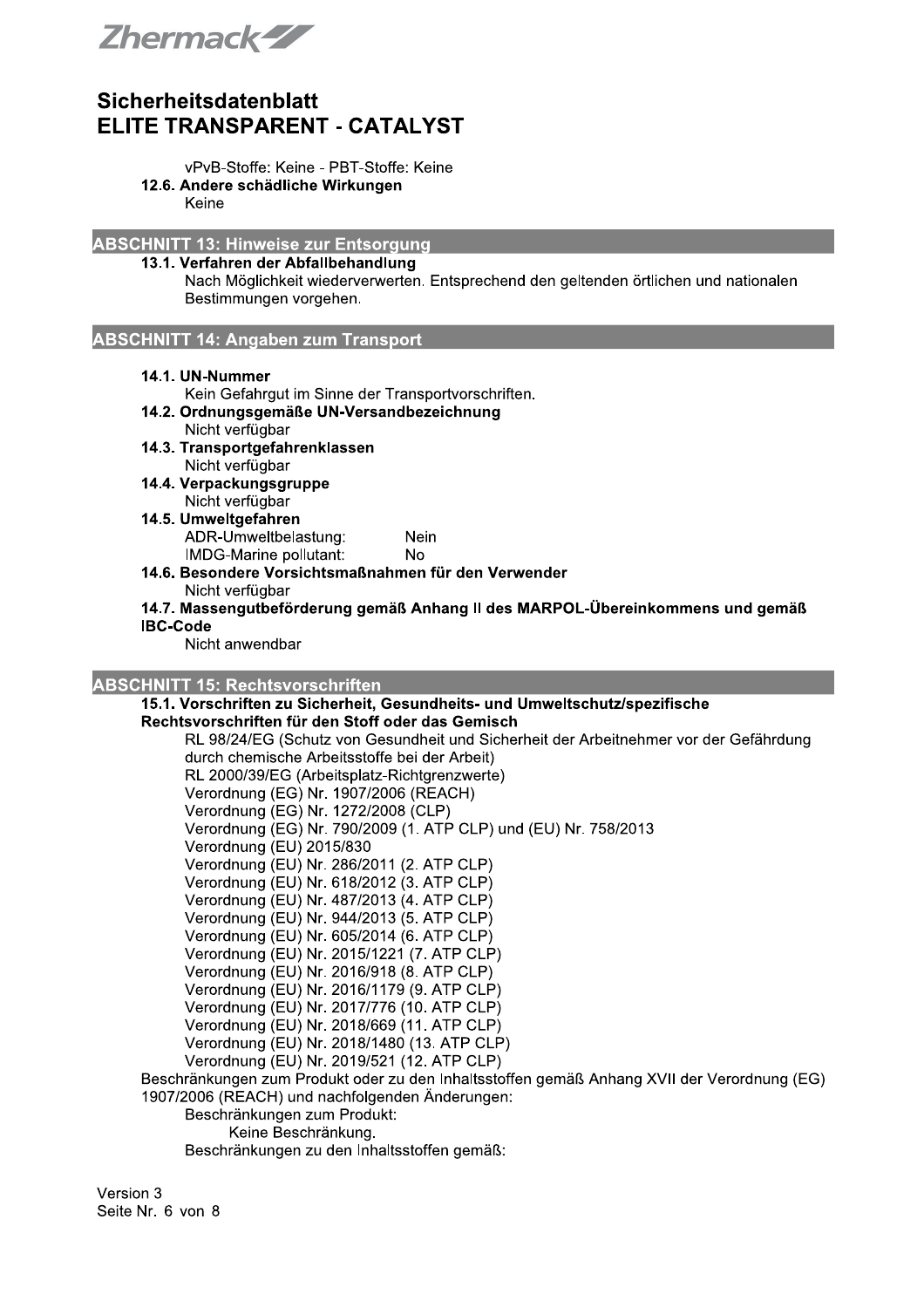vPvB-Stoffe: Keine - PBT-Stoffe: Keine

**12.6. Andere schädliche Wirkungen**

Keine

## ABSCHNITT 13: Hinweise zur Entsorgung

**13.1. Verfahren der Abfallbehandlung**

Nach Möglichkeit wiederverwerten. Entsprechend den geltenden örtlichen und nationalen Bestimmungen vorgehen.

## ABSCHNITT 14: Angaben zum Transport

**14.1. UN-Nummer**

Kein Gefahrgut im Sinne der Transportvorschriften.

**14.2. Ordnungsgemäße UN-Versandbezeichnung**

Nicht verfügbar

**14.3. Transportgefahrenklassen**

Nicht verfügbar

**14.4. Verpackungsgruppe**

Nicht verfügbar

**14.5. Umweltgefahren**

ADR-Umweltbelastung: Nein
IMDG-Marine pollutant: No

**14.6. Besondere Vorsichtsmaßnahmen für den Verwender**

Nicht verfügbar

**14.7. Massengutbeförderung gemäß Anhang II des MARPOL-Übereinkommens und gemäß IBC-Code**

Nicht anwendbar

## ABSCHNITT 15: Rechtsvorschriften

**15.1. Vorschriften zu Sicherheit, Gesundheits- und Umweltschutz/spezifische Rechtsvorschriften für den Stoff oder das Gemisch**

RL 98/24/EG (Schutz von Gesundheit und Sicherheit der Arbeitnehmer vor der Gefährdung durch chemische Arbeitsstoffe bei der Arbeit)
RL 2000/39/EG (Arbeitsplatz-Richtgrenzwerte)
Verordnung (EG) Nr. 1907/2006 (REACH)
Verordnung (EG) Nr. 1272/2008 (CLP)
Verordnung (EG) Nr. 790/2009 (1. ATP CLP) und (EU) Nr. 758/2013
Verordnung (EU) 2015/830
Verordnung (EU) Nr. 286/2011 (2. ATP CLP)
Verordnung (EU) Nr. 618/2012 (3. ATP CLP)
Verordnung (EU) Nr. 487/2013 (4. ATP CLP)
Verordnung (EU) Nr. 944/2013 (5. ATP CLP)
Verordnung (EU) Nr. 605/2014 (6. ATP CLP)
Verordnung (EU) Nr. 2015/1221 (7. ATP CLP)
Verordnung (EU) Nr. 2016/918 (8. ATP CLP)
Verordnung (EU) Nr. 2016/1179 (9. ATP CLP)
Verordnung (EU) Nr. 2017/776 (10. ATP CLP)
Verordnung (EU) Nr. 2018/669 (11. ATP CLP)
Verordnung (EU) Nr. 2018/1480 (13. ATP CLP)
Verordnung (EU) Nr. 2019/521 (12. ATP CLP)

Beschränkungen zum Produkt oder zu den Inhaltsstoffen gemäß Anhang XVII der Verordnung (EG) 1907/2006 (REACH) und nachfolgenden Änderungen:

Beschränkungen zum Produkt:

Keine Beschränkung.

Beschränkungen zu den Inhaltsstoffen gemäß: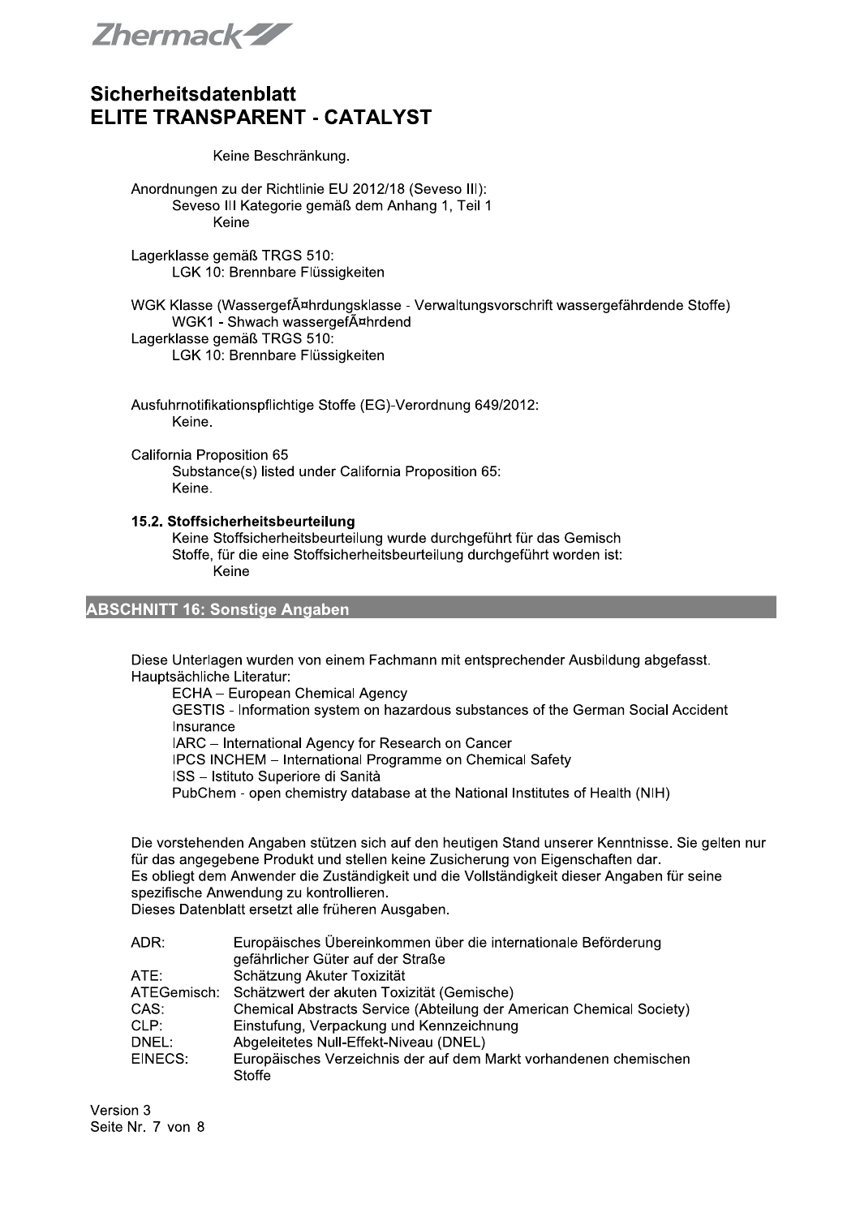Keine Beschränkung.

Anordnungen zu der Richtlinie EU 2012/18 (Seveso III):
Seveso III Kategorie gemäß dem Anhang 1, Teil 1
Keine

Lagerklasse gemäß TRGS 510:
LGK 10: Brennbare Flüssigkeiten

WGK Klasse (WassergefÃ¤hrdungsklasse - Verwaltungsvorschrift wassergefährdende Stoffe)
WGK1 - Shwach wassergefÃ¤hrdend
Lagerklasse gemäß TRGS 510:
LGK 10: Brennbare Flüssigkeiten

Ausfuhrnotifikationspflichtige Stoffe (EG)-Verordnung 649/2012:
Keine.

California Proposition 65
Substance(s) listed under California Proposition 65:
Keine.

### 15.2. Stoffsicherheitsbeurteilung

Keine Stoffsicherheitsbeurteilung wurde durchgeführt für das Gemisch
Stoffe, für die eine Stoffsicherheitsbeurteilung durchgeführt worden ist:
Keine

## ABSCHNITT 16: Sonstige Angaben

Diese Unterlagen wurden von einem Fachmann mit entsprechender Ausbildung abgefasst.
Hauptsächliche Literatur:

- ECHA – European Chemical Agency
- GESTIS - Information system on hazardous substances of the German Social Accident Insurance
- IARC – International Agency for Research on Cancer
- IPCS INCHEM – International Programme on Chemical Safety
- ISS – Istituto Superiore di Sanità
- PubChem - open chemistry database at the National Institutes of Health (NIH)

Die vorstehenden Angaben stützen sich auf den heutigen Stand unserer Kenntnisse. Sie gelten nur für das angegebene Produkt und stellen keine Zusicherung von Eigenschaften dar.
Es obliegt dem Anwender die Zuständigkeit und die Vollständigkeit dieser Angaben für seine spezifische Anwendung zu kontrollieren.
Dieses Datenblatt ersetzt alle früheren Ausgaben.

| | |
|---|---|
| ADR: | Europäisches Übereinkommen über die internationale Beförderung gefährlicher Güter auf der Straße |
| ATE: | Schätzung Akuter Toxizität |
| ATEGemisch: | Schätzwert der akuten Toxizität (Gemische) |
| CAS: | Chemical Abstracts Service (Abteilung der American Chemical Society) |
| CLP: | Einstufung, Verpackung und Kennzeichnung |
| DNEL: | Abgeleitetes Null-Effekt-Niveau (DNEL) |
| EINECS: | Europäisches Verzeichnis der auf dem Markt vorhandenen chemischen Stoffe |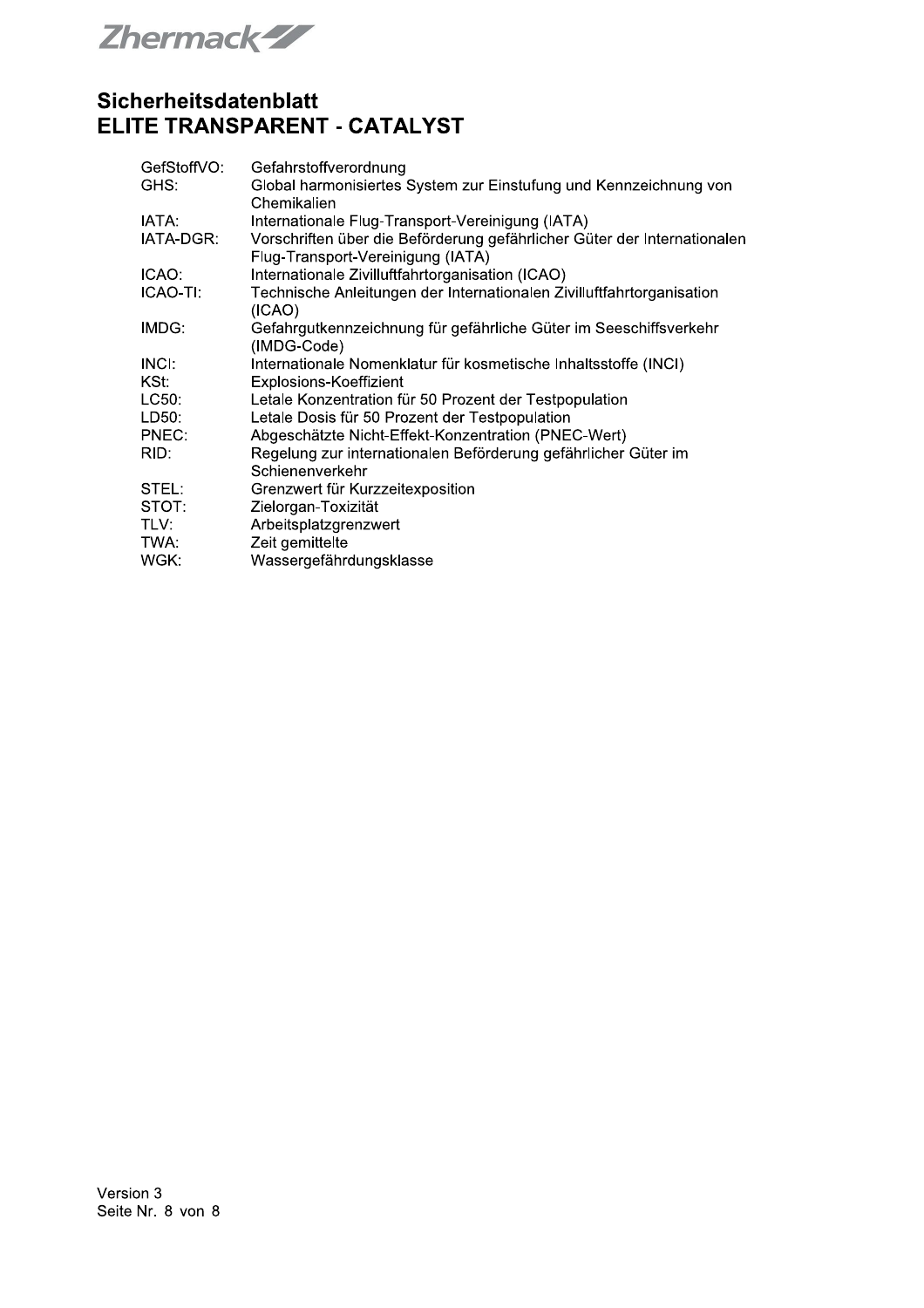# Sicherheitsdatenblatt
# ELITE TRANSPARENT - CATALYST

| | |
|---|---|
| GefStoffVO: | Gefahrstoffverordnung |
| GHS: | Global harmonisiertes System zur Einstufung und Kennzeichnung von Chemikalien |
| IATA: | Internationale Flug-Transport-Vereinigung (IATA) |
| IATA-DGR: | Vorschriften über die Beförderung gefährlicher Güter der Internationalen Flug-Transport-Vereinigung (IATA) |
| ICAO: | Internationale Zivilluftfahrtorganisation (ICAO) |
| ICAO-TI: | Technische Anleitungen der Internationalen Zivilluftfahrtorganisation (ICAO) |
| IMDG: | Gefahrgutkennzeichnung für gefährliche Güter im Seeschiffsverkehr (IMDG-Code) |
| INCI: | Internationale Nomenklatur für kosmetische Inhaltsstoffe (INCI) |
| KSt: | Explosions-Koeffizient |
| LC50: | Letale Konzentration für 50 Prozent der Testpopulation |
| LD50: | Letale Dosis für 50 Prozent der Testpopulation |
| PNEC: | Abgeschätzte Nicht-Effekt-Konzentration (PNEC-Wert) |
| RID: | Regelung zur internationalen Beförderung gefährlicher Güter im Schienenverkehr |
| STEL: | Grenzwert für Kurzzeitexposition |
| STOT: | Zielorgan-Toxizität |
| TLV: | Arbeitsplatzgrenzwert |
| TWA: | Zeit gemittelte |
| WGK: | Wassergefährdungsklasse |

Version 3